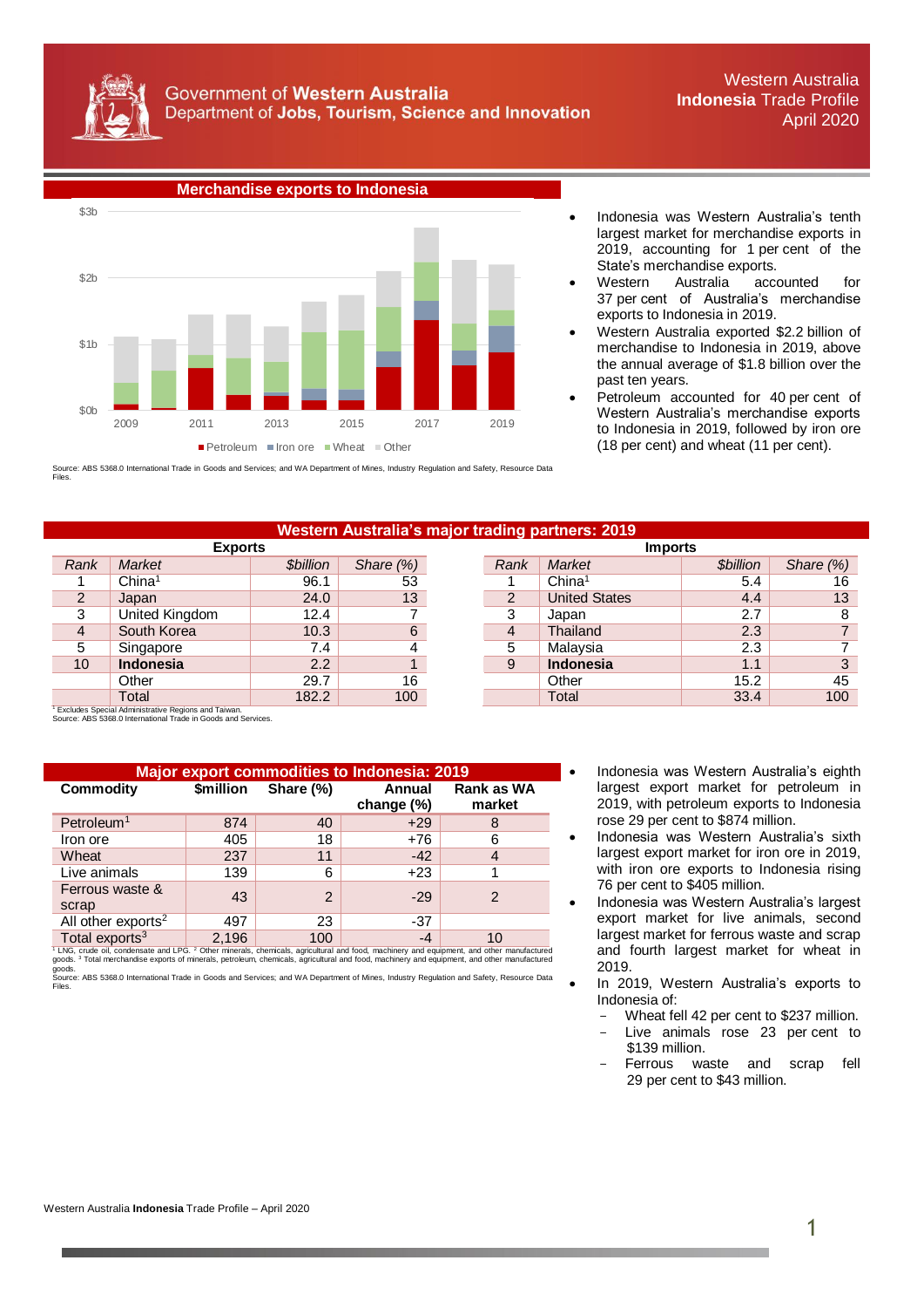Government of **Western Australia**
Department of **Jobs, Tourism, Science and Innovation**

Western Australia
**Indonesia** Trade Profile
April 2020

## Merchandise exports to Indonesia

Petroleum | Iron ore | Wheat | Other

Source: ABS 5368.0 International Trade in Goods and Services; and WA Department of Mines, Industry Regulation and Safety, Resource Data Files.

- Indonesia was Western Australia's tenth largest market for merchandise exports in 2019, accounting for 1 per cent of the State's merchandise exports.
- Western Australia accounted for 37 per cent of Australia's merchandise exports to Indonesia in 2019.
- Western Australia exported $2.2 billion of merchandise to Indonesia in 2019, above the annual average of $1.8 billion over the past ten years.
- Petroleum accounted for 40 per cent of Western Australia's merchandise exports to Indonesia in 2019, followed by iron ore (18 per cent) and wheat (11 per cent).

## Western Australia's major trading partners: 2019

**Exports**

| Rank | Market | $billion | Share (%) |
|---|---|---|---|
| 1 | China[1] | 96.1 | 53 |
| 2 | Japan | 24.0 | 13 |
| 3 | United Kingdom | 12.4 | 7 |
| 4 | South Korea | 10.3 | 6 |
| 5 | Singapore | 7.4 | 4 |
| 10 | **Indonesia** | 2.2 | 1 |
| | Other | 29.7 | 16 |
| | Total | 182.2 | 100 |

**Imports**

| Rank | Market | $billion | Share (%) |
|---|---|---|---|
| 1 | China[1] | 5.4 | 16 |
| 2 | United States | 4.4 | 13 |
| 3 | Japan | 2.7 | 8 |
| 4 | Thailand | 2.3 | 7 |
| 5 | Malaysia | 2.3 | 7 |
| 9 | **Indonesia** | 1.1 | 3 |
| | Other | 15.2 | 45 |
| | Total | 33.4 | 100 |

[1] Excludes Special Administrative Regions and Taiwan.
Source: ABS 5368.0 International Trade in Goods and Services.

## Major export commodities to Indonesia: 2019

| Commodity | $million | Share (%) | Annual change (%) | Rank as WA market |
|---|---|---|---|---|
| Petroleum[1] | 874 | 40 | +29 | 8 |
| Iron ore | 405 | 18 | +76 | 6 |
| Wheat | 237 | 11 | -42 | 4 |
| Live animals | 139 | 6 | +23 | 1 |
| Ferrous waste & scrap | 43 | 2 | -29 | 2 |
| All other exports[2] | 497 | 23 | -37 | |
| Total exports[3] | 2,196 | 100 | -4 | 10 |

[1] LNG, crude oil, condensate and LPG. [2] Other minerals, chemicals, agricultural and food, machinery and equipment, and other manufactured goods. [3] Total merchandise exports of minerals, petroleum, chemicals, agricultural and food, machinery and equipment, and other manufactured goods.
Source: ABS 5368.0 International Trade in Goods and Services; and WA Department of Mines, Industry Regulation and Safety, Resource Data Files.

- Indonesia was Western Australia's eighth largest export market for petroleum in 2019, with petroleum exports to Indonesia rose 29 per cent to $874 million.
- Indonesia was Western Australia's sixth largest export market for iron ore in 2019, with iron ore exports to Indonesia rising 76 per cent to $405 million.
- Indonesia was Western Australia's largest export market for live animals, second largest market for ferrous waste and scrap and fourth largest market for wheat in 2019.
- In 2019, Western Australia's exports to Indonesia of:
  - Wheat fell 42 per cent to $237 million.
  - Live animals rose 23 per cent to $139 million.
  - Ferrous waste and scrap fell 29 per cent to $43 million.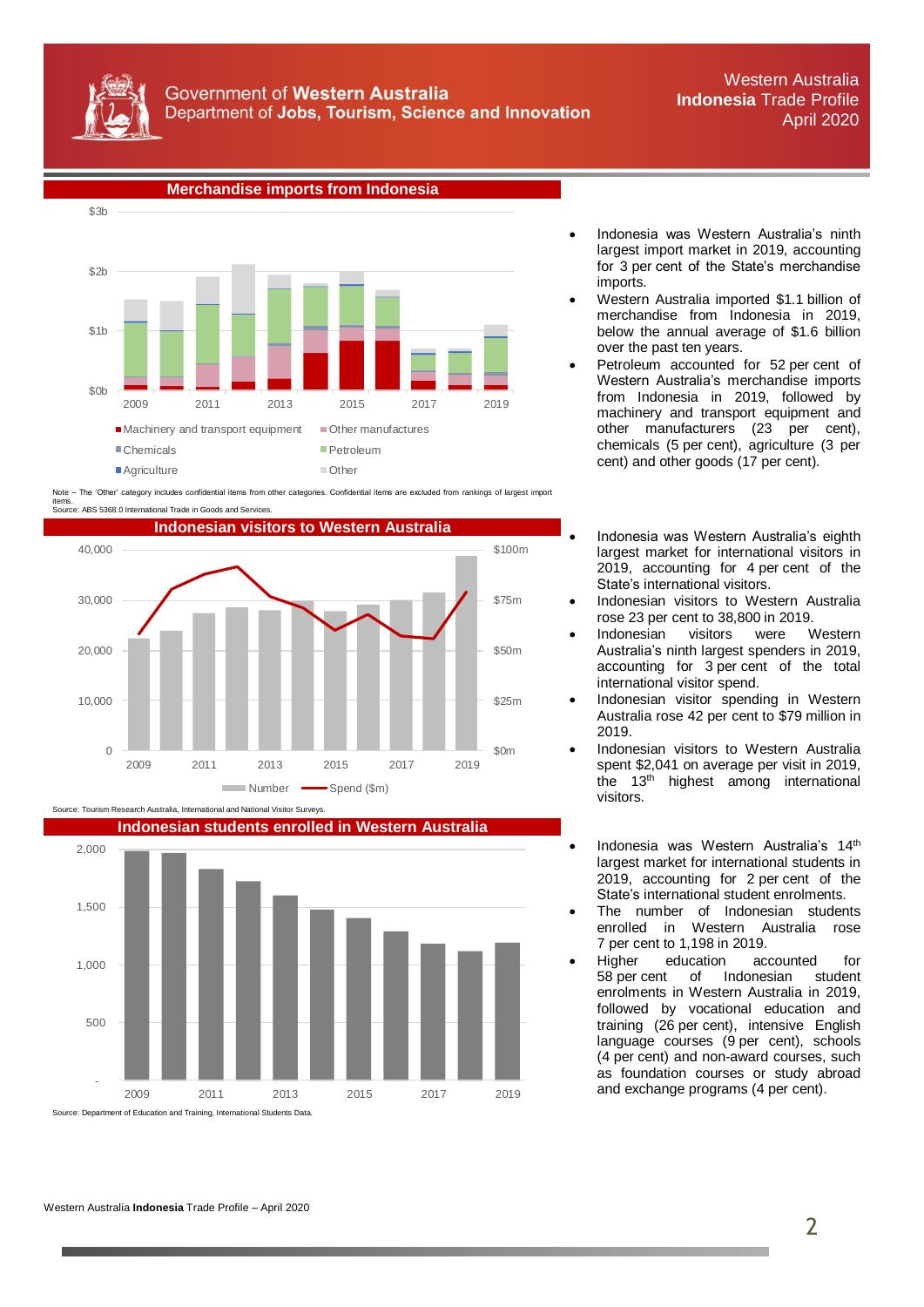## Merchandise imports from Indonesia

$3b
$2b
$1b
$0b
2009
2011
2013
2015
2017
2019

Machinery and transport equipment
Other manufactures
Chemicals
Petroleum
Agriculture
Other

Note – The 'Other' category includes confidential items from other categories. Confidential items are excluded from rankings of largest import items.
Source: ABS 5368.0 International Trade in Goods and Services.

- Indonesia was Western Australia's ninth largest import market in 2019, accounting for 3 per cent of the State's merchandise imports.
- Western Australia imported $1.1 billion of merchandise from Indonesia in 2019, below the annual average of $1.6 billion over the past ten years.
- Petroleum accounted for 52 per cent of Western Australia's merchandise imports from Indonesia in 2019, followed by machinery and transport equipment and other manufacturers (23 per cent), chemicals (5 per cent), agriculture (3 per cent) and other goods (17 per cent).

## Indonesian visitors to Western Australia

40,000
30,000
20,000
10,000
0
$100m
$75m
$50m
$25m
$0m
2009
2011
2013
2015
2017
2019

Number
Spend ($m)

Source: Tourism Research Australia, International and National Visitor Surveys.

- Indonesia was Western Australia's eighth largest market for international visitors in 2019, accounting for 4 per cent of the State's international visitors.
- Indonesian visitors to Western Australia rose 23 per cent to 38,800 in 2019.
- Indonesian visitors were Western Australia's ninth largest spenders in 2019, accounting for 3 per cent of the total international visitor spend.
- Indonesian visitor spending in Western Australia rose 42 per cent to $79 million in 2019.
- Indonesian visitors to Western Australia spent $2,041 on average per visit in 2019, the 13th highest among international visitors.

## Indonesian students enrolled in Western Australia

2,000
1,500
1,000
500
-
2009
2011
2013
2015
2017
2019

Source: Department of Education and Training, International Students Data.

- Indonesia was Western Australia's 14th largest market for international students in 2019, accounting for 2 per cent of the State's international student enrolments.
- The number of Indonesian students enrolled in Western Australia rose 7 per cent to 1,198 in 2019.
- Higher education accounted for 58 per cent of Indonesian student enrolments in Western Australia in 2019, followed by vocational education and training (26 per cent), intensive English language courses (9 per cent), schools (4 per cent) and non-award courses, such as foundation courses or study abroad and exchange programs (4 per cent).